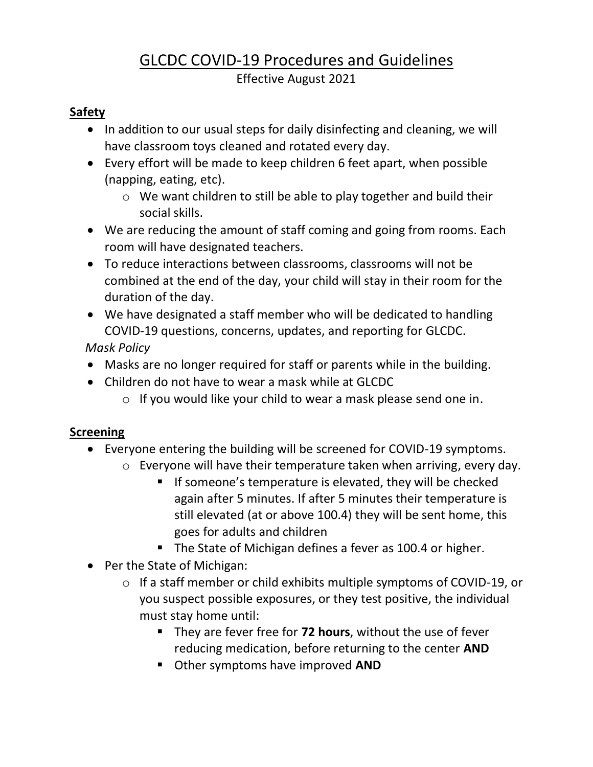# GLCDC COVID-19 Procedures and Guidelines

Effective August 2021

## Safety

- In addition to our usual steps for daily disinfecting and cleaning, we will have classroom toys cleaned and rotated every day.
- Every effort will be made to keep children 6 feet apart, when possible (napping, eating, etc).
  - We want children to still be able to play together and build their social skills.
- We are reducing the amount of staff coming and going from rooms. Each room will have designated teachers.
- To reduce interactions between classrooms, classrooms will not be combined at the end of the day, your child will stay in their room for the duration of the day.
- We have designated a staff member who will be dedicated to handling COVID-19 questions, concerns, updates, and reporting for GLCDC.

*Mask Policy*

- Masks are no longer required for staff or parents while in the building.
- Children do not have to wear a mask while at GLCDC
  - If you would like your child to wear a mask please send one in.

## Screening

- Everyone entering the building will be screened for COVID-19 symptoms.
  - Everyone will have their temperature taken when arriving, every day.
    - If someone's temperature is elevated, they will be checked again after 5 minutes. If after 5 minutes their temperature is still elevated (at or above 100.4) they will be sent home, this goes for adults and children
    - The State of Michigan defines a fever as 100.4 or higher.
- Per the State of Michigan:
  - If a staff member or child exhibits multiple symptoms of COVID-19, or you suspect possible exposures, or they test positive, the individual must stay home until:
    - They are fever free for **72 hours**, without the use of fever reducing medication, before returning to the center **AND**
    - Other symptoms have improved **AND**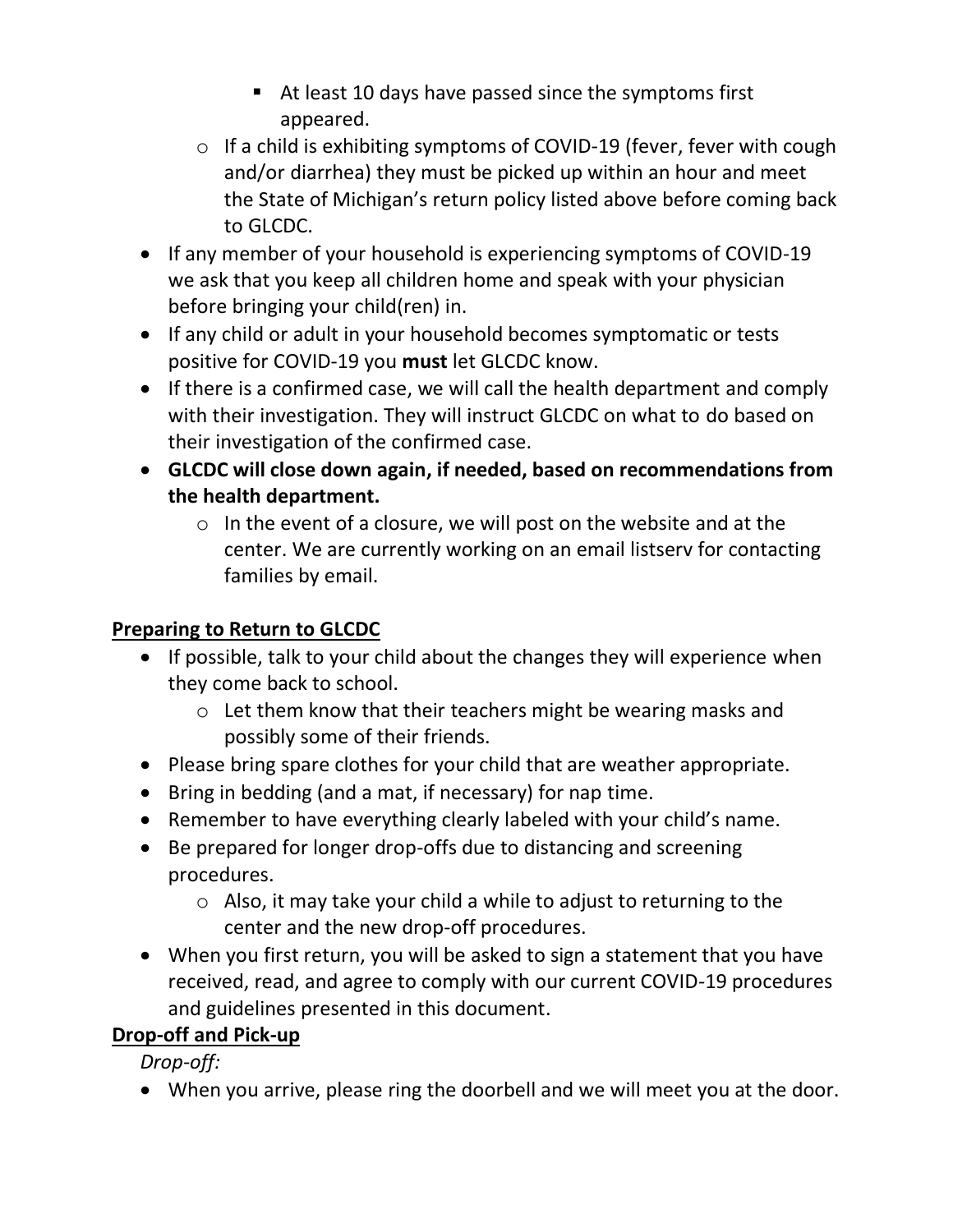- At least 10 days have passed since the symptoms first appeared.
    - If a child is exhibiting symptoms of COVID-19 (fever, fever with cough and/or diarrhea) they must be picked up within an hour and meet the State of Michigan's return policy listed above before coming back to GLCDC.
- If any member of your household is experiencing symptoms of COVID-19 we ask that you keep all children home and speak with your physician before bringing your child(ren) in.
- If any child or adult in your household becomes symptomatic or tests positive for COVID-19 you **must** let GLCDC know.
- If there is a confirmed case, we will call the health department and comply with their investigation. They will instruct GLCDC on what to do based on their investigation of the confirmed case.
- **GLCDC will close down again, if needed, based on recommendations from the health department.**
    - In the event of a closure, we will post on the website and at the center. We are currently working on an email listserv for contacting families by email.

**<u>Preparing to Return to GLCDC</u>**

- If possible, talk to your child about the changes they will experience when they come back to school.
    - Let them know that their teachers might be wearing masks and possibly some of their friends.
- Please bring spare clothes for your child that are weather appropriate.
- Bring in bedding (and a mat, if necessary) for nap time.
- Remember to have everything clearly labeled with your child's name.
- Be prepared for longer drop-offs due to distancing and screening procedures.
    - Also, it may take your child a while to adjust to returning to the center and the new drop-off procedures.
- When you first return, you will be asked to sign a statement that you have received, read, and agree to comply with our current COVID-19 procedures and guidelines presented in this document.

**<u>Drop-off and Pick-up</u>**

*Drop-off:*

- When you arrive, please ring the doorbell and we will meet you at the door.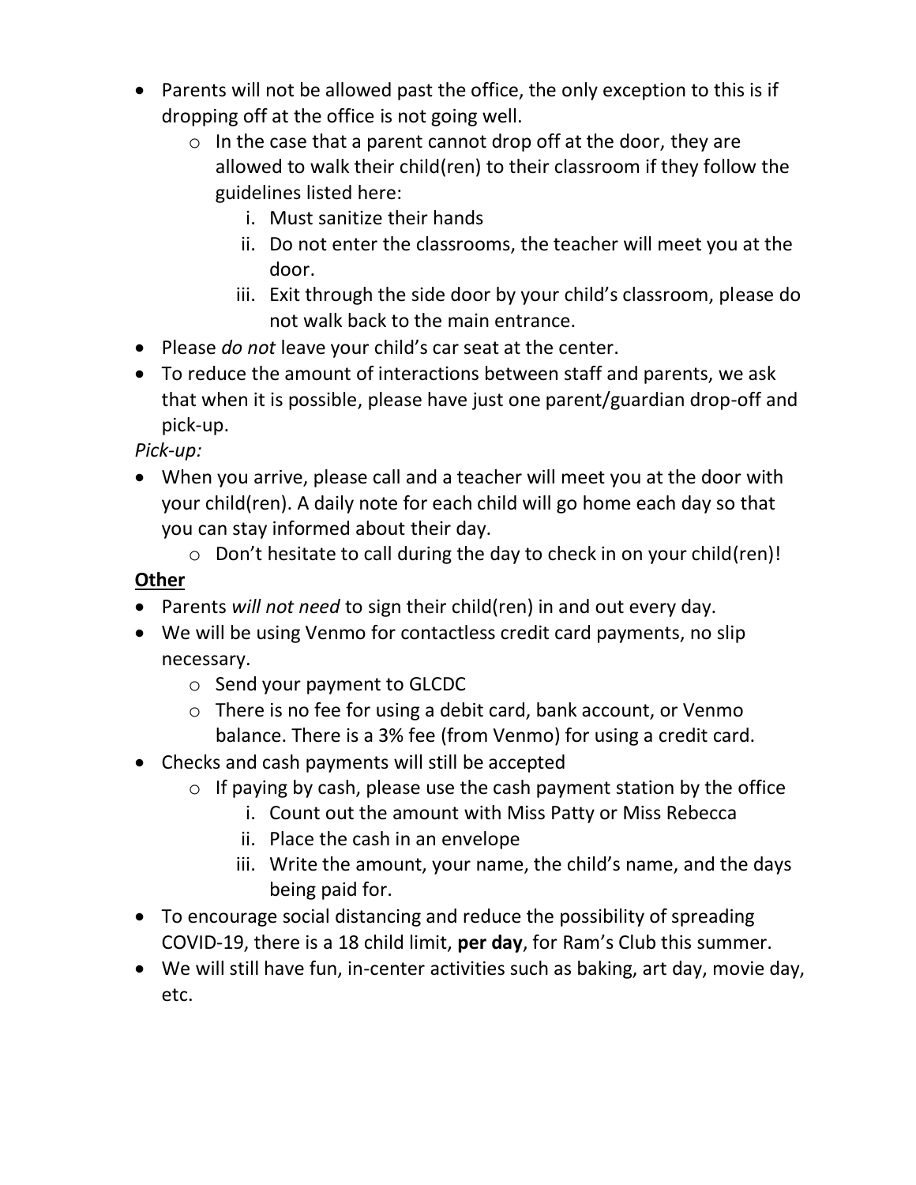- Parents will not be allowed past the office, the only exception to this is if dropping off at the office is not going well.
    - In the case that a parent cannot drop off at the door, they are allowed to walk their child(ren) to their classroom if they follow the guidelines listed here:
        1. Must sanitize their hands
        2. Do not enter the classrooms, the teacher will meet you at the door.
        3. Exit through the side door by your child's classroom, please do not walk back to the main entrance.
- Please *do not* leave your child's car seat at the center.
- To reduce the amount of interactions between staff and parents, we ask that when it is possible, please have just one parent/guardian drop-off and pick-up.

*Pick-up:*

- When you arrive, please call and a teacher will meet you at the door with your child(ren). A daily note for each child will go home each day so that you can stay informed about their day.
    - Don't hesitate to call during the day to check in on your child(ren)!

**<u>Other</u>**

- Parents *will not need* to sign their child(ren) in and out every day.
- We will be using Venmo for contactless credit card payments, no slip necessary.
    - Send your payment to GLCDC
    - There is no fee for using a debit card, bank account, or Venmo balance. There is a 3% fee (from Venmo) for using a credit card.
- Checks and cash payments will still be accepted
    - If paying by cash, please use the cash payment station by the office
        1. Count out the amount with Miss Patty or Miss Rebecca
        2. Place the cash in an envelope
        3. Write the amount, your name, the child's name, and the days being paid for.
- To encourage social distancing and reduce the possibility of spreading COVID-19, there is a 18 child limit, **per day**, for Ram's Club this summer.
- We will still have fun, in-center activities such as baking, art day, movie day, etc.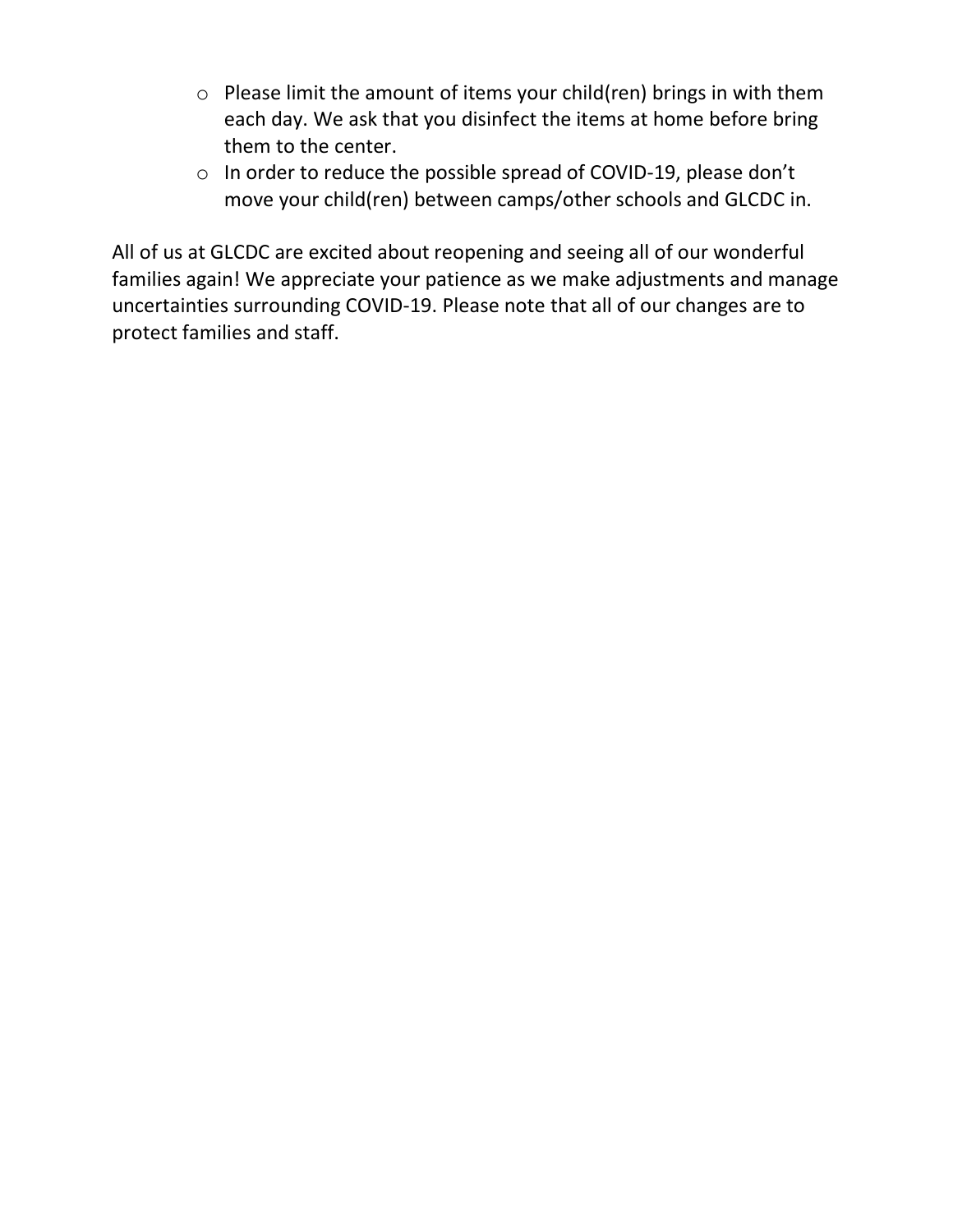- Please limit the amount of items your child(ren) brings in with them each day. We ask that you disinfect the items at home before bring them to the center.
- In order to reduce the possible spread of COVID-19, please don't move your child(ren) between camps/other schools and GLCDC in.

All of us at GLCDC are excited about reopening and seeing all of our wonderful families again! We appreciate your patience as we make adjustments and manage uncertainties surrounding COVID-19. Please note that all of our changes are to protect families and staff.